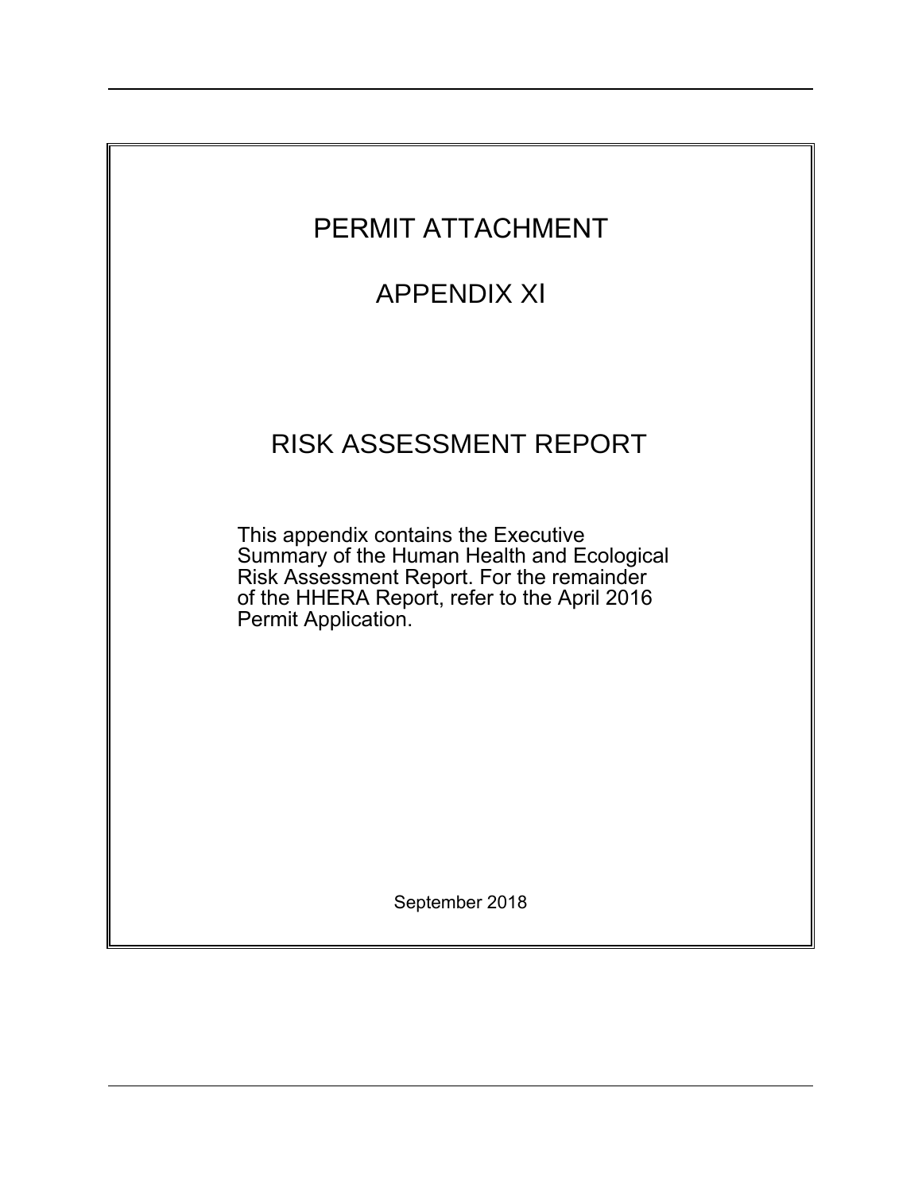# PERMIT ATTACHMENT

# APPENDIX XI

# RISK ASSESSMENT REPORT

This appendix contains the Executive Summary of the Human Health and Ecological Risk Assessment Report. For the remainder of the HHERA Report, refer to the April 2016 Permit Application.

September 2018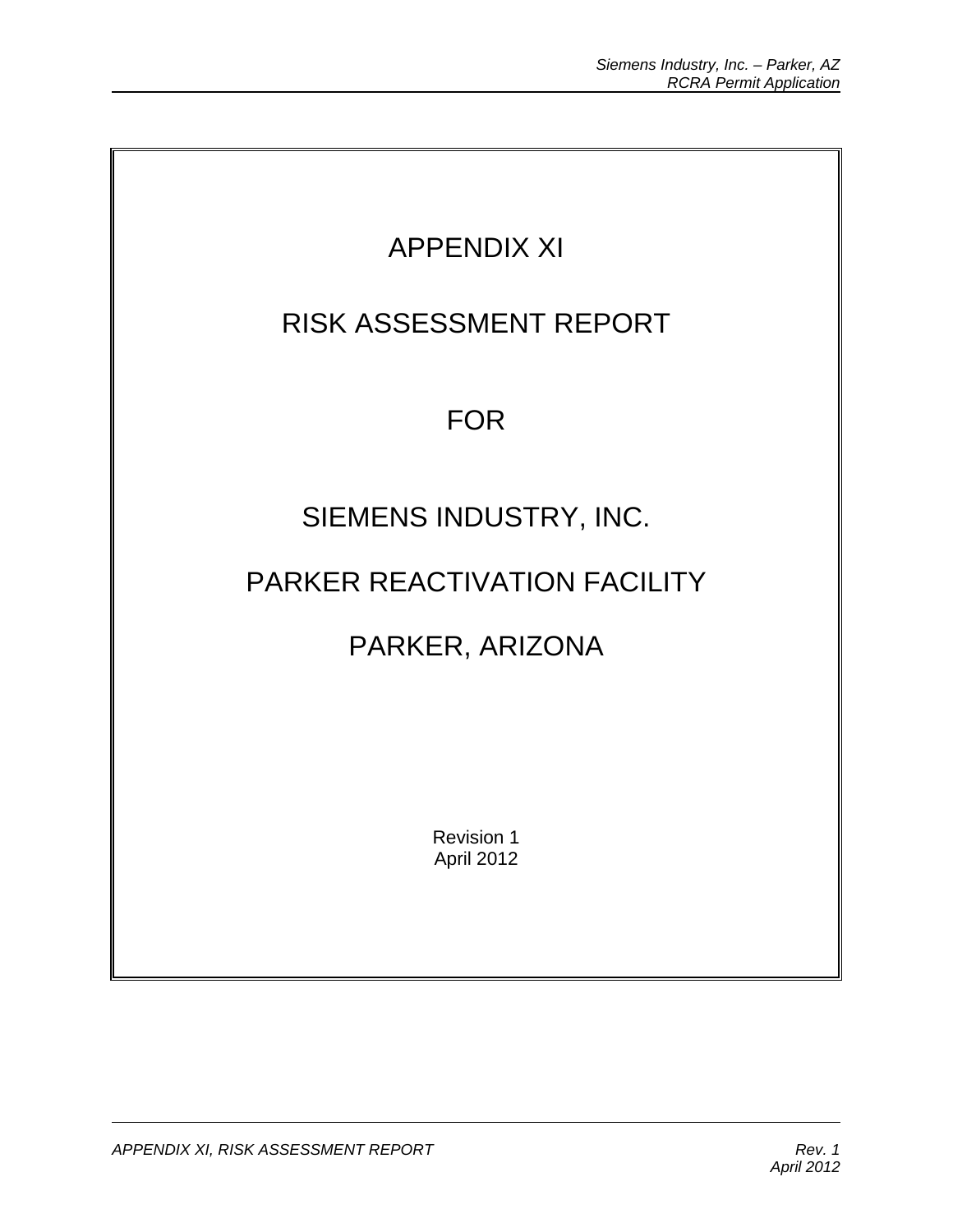# APPENDIX XI

# RISK ASSESSMENT REPORT

# FOR

# SIEMENS INDUSTRY, INC.

# PARKER REACTIVATION FACILITY

# PARKER, ARIZONA

Revision 1
April 2012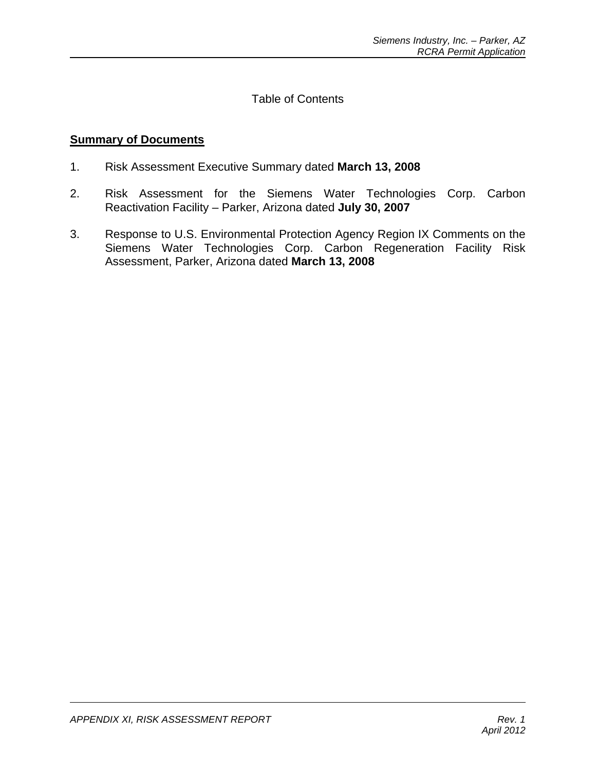Table of Contents

**Summary of Documents**

1. Risk Assessment Executive Summary dated **March 13, 2008**

2. Risk Assessment for the Siemens Water Technologies Corp. Carbon Reactivation Facility – Parker, Arizona dated **July 30, 2007**

3. Response to U.S. Environmental Protection Agency Region IX Comments on the Siemens Water Technologies Corp. Carbon Regeneration Facility Risk Assessment, Parker, Arizona dated **March 13, 2008**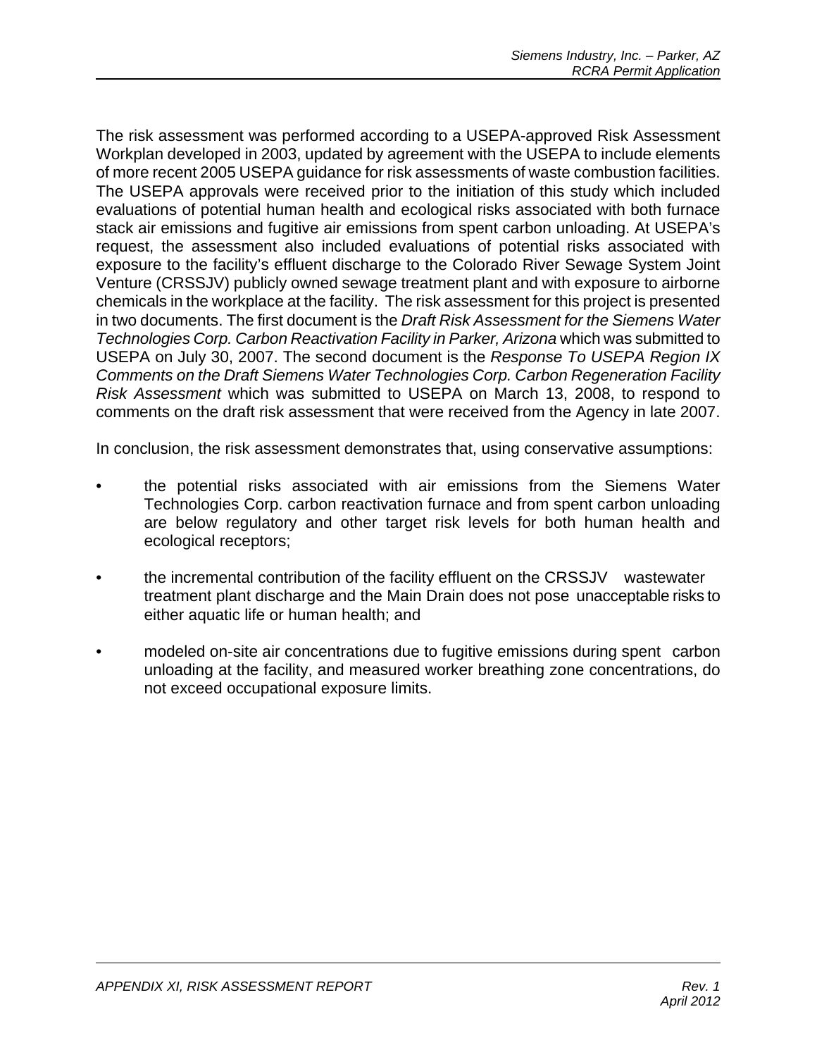The risk assessment was performed according to a USEPA-approved Risk Assessment Workplan developed in 2003, updated by agreement with the USEPA to include elements of more recent 2005 USEPA guidance for risk assessments of waste combustion facilities. The USEPA approvals were received prior to the initiation of this study which included evaluations of potential human health and ecological risks associated with both furnace stack air emissions and fugitive air emissions from spent carbon unloading. At USEPA's request, the assessment also included evaluations of potential risks associated with exposure to the facility's effluent discharge to the Colorado River Sewage System Joint Venture (CRSSJV) publicly owned sewage treatment plant and with exposure to airborne chemicals in the workplace at the facility. The risk assessment for this project is presented in two documents. The first document is the *Draft Risk Assessment for the Siemens Water Technologies Corp. Carbon Reactivation Facility in Parker, Arizona* which was submitted to USEPA on July 30, 2007. The second document is the *Response To USEPA Region IX Comments on the Draft Siemens Water Technologies Corp. Carbon Regeneration Facility Risk Assessment* which was submitted to USEPA on March 13, 2008, to respond to comments on the draft risk assessment that were received from the Agency in late 2007.

In conclusion, the risk assessment demonstrates that, using conservative assumptions:

- the potential risks associated with air emissions from the Siemens Water Technologies Corp. carbon reactivation furnace and from spent carbon unloading are below regulatory and other target risk levels for both human health and ecological receptors;

- the incremental contribution of the facility effluent on the CRSSJV wastewater treatment plant discharge and the Main Drain does not pose unacceptable risks to either aquatic life or human health; and

- modeled on-site air concentrations due to fugitive emissions during spent carbon unloading at the facility, and measured worker breathing zone concentrations, do not exceed occupational exposure limits.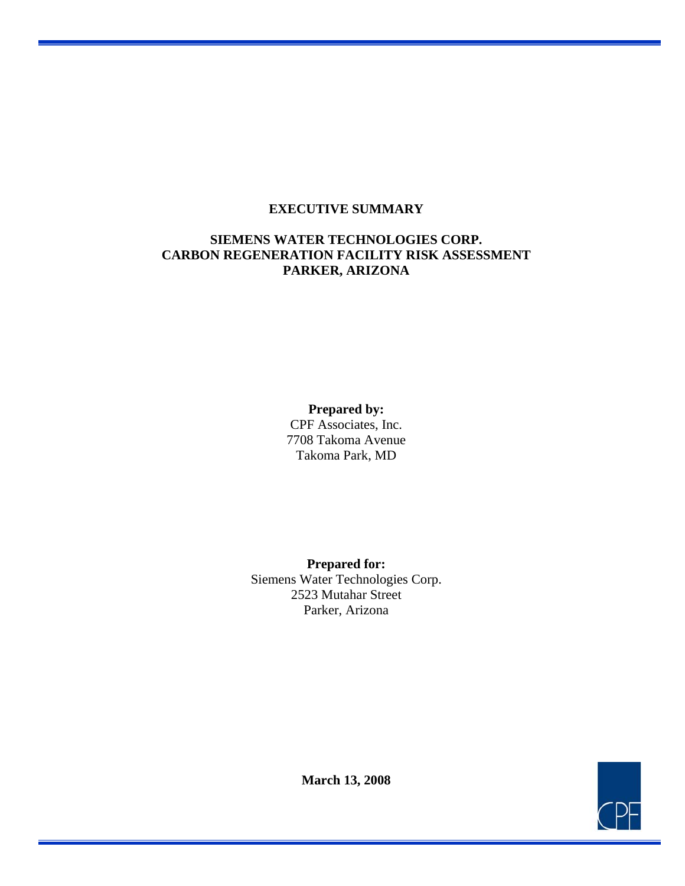# EXECUTIVE SUMMARY

## SIEMENS WATER TECHNOLOGIES CORP.
## CARBON REGENERATION FACILITY RISK ASSESSMENT
## PARKER, ARIZONA

**Prepared by:**
CPF Associates, Inc.
7708 Takoma Avenue
Takoma Park, MD

**Prepared for:**
Siemens Water Technologies Corp.
2523 Mutahar Street
Parker, Arizona

**March 13, 2008**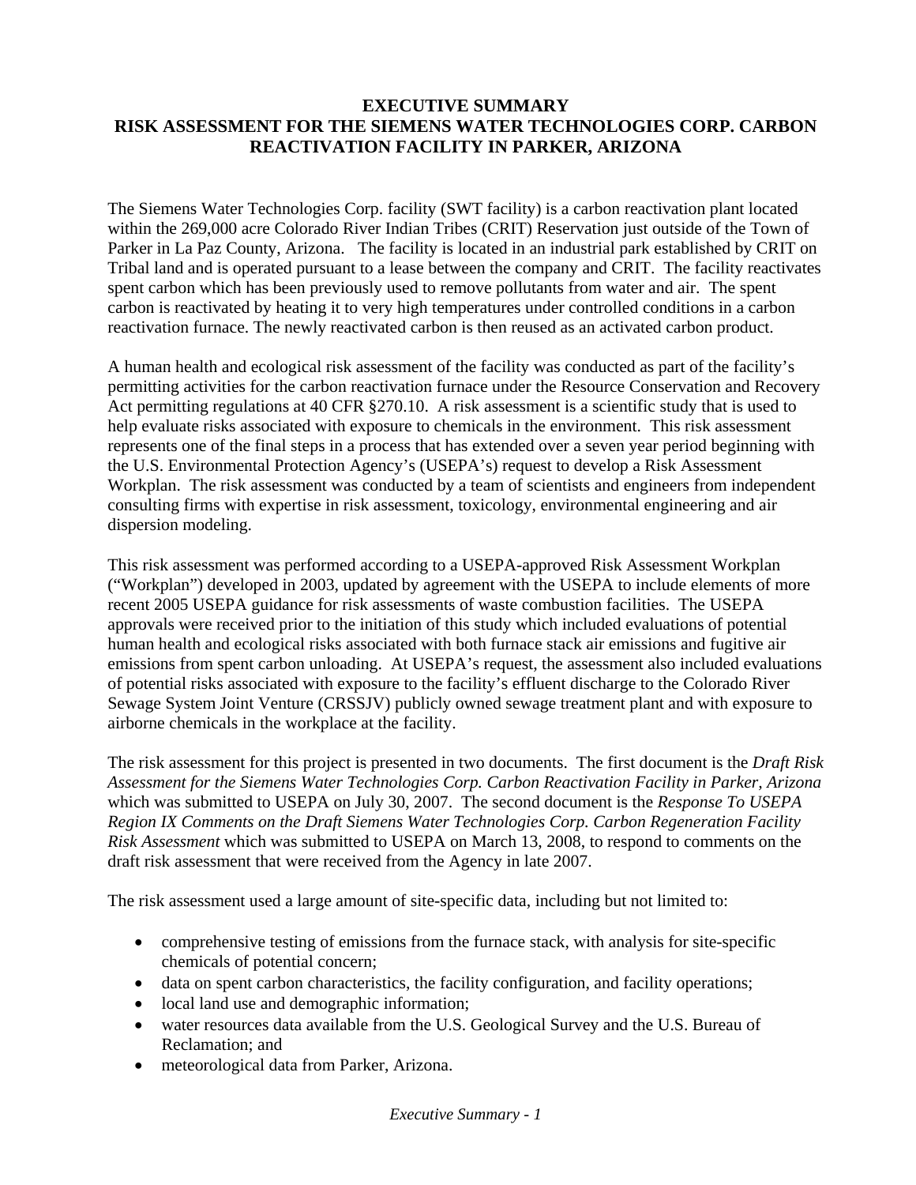# EXECUTIVE SUMMARY
# RISK ASSESSMENT FOR THE SIEMENS WATER TECHNOLOGIES CORP. CARBON REACTIVATION FACILITY IN PARKER, ARIZONA

The Siemens Water Technologies Corp. facility (SWT facility) is a carbon reactivation plant located within the 269,000 acre Colorado River Indian Tribes (CRIT) Reservation just outside of the Town of Parker in La Paz County, Arizona. The facility is located in an industrial park established by CRIT on Tribal land and is operated pursuant to a lease between the company and CRIT. The facility reactivates spent carbon which has been previously used to remove pollutants from water and air. The spent carbon is reactivated by heating it to very high temperatures under controlled conditions in a carbon reactivation furnace. The newly reactivated carbon is then reused as an activated carbon product.

A human health and ecological risk assessment of the facility was conducted as part of the facility's permitting activities for the carbon reactivation furnace under the Resource Conservation and Recovery Act permitting regulations at 40 CFR §270.10. A risk assessment is a scientific study that is used to help evaluate risks associated with exposure to chemicals in the environment. This risk assessment represents one of the final steps in a process that has extended over a seven year period beginning with the U.S. Environmental Protection Agency's (USEPA's) request to develop a Risk Assessment Workplan. The risk assessment was conducted by a team of scientists and engineers from independent consulting firms with expertise in risk assessment, toxicology, environmental engineering and air dispersion modeling.

This risk assessment was performed according to a USEPA-approved Risk Assessment Workplan ("Workplan") developed in 2003, updated by agreement with the USEPA to include elements of more recent 2005 USEPA guidance for risk assessments of waste combustion facilities. The USEPA approvals were received prior to the initiation of this study which included evaluations of potential human health and ecological risks associated with both furnace stack air emissions and fugitive air emissions from spent carbon unloading. At USEPA's request, the assessment also included evaluations of potential risks associated with exposure to the facility's effluent discharge to the Colorado River Sewage System Joint Venture (CRSSJV) publicly owned sewage treatment plant and with exposure to airborne chemicals in the workplace at the facility.

The risk assessment for this project is presented in two documents. The first document is the *Draft Risk Assessment for the Siemens Water Technologies Corp. Carbon Reactivation Facility in Parker, Arizona* which was submitted to USEPA on July 30, 2007. The second document is the *Response To USEPA Region IX Comments on the Draft Siemens Water Technologies Corp. Carbon Regeneration Facility Risk Assessment* which was submitted to USEPA on March 13, 2008, to respond to comments on the draft risk assessment that were received from the Agency in late 2007.

The risk assessment used a large amount of site-specific data, including but not limited to:

- comprehensive testing of emissions from the furnace stack, with analysis for site-specific chemicals of potential concern;
- data on spent carbon characteristics, the facility configuration, and facility operations;
- local land use and demographic information;
- water resources data available from the U.S. Geological Survey and the U.S. Bureau of Reclamation; and
- meteorological data from Parker, Arizona.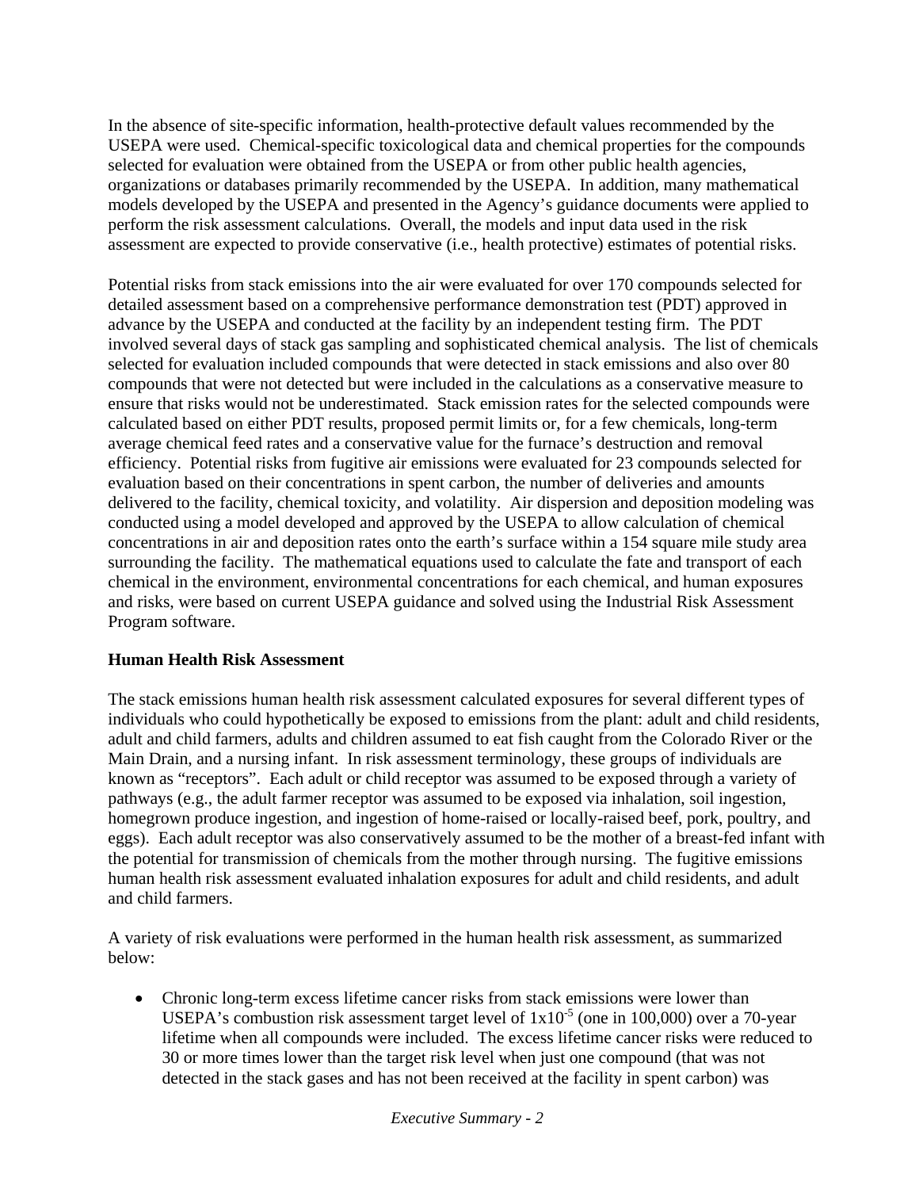In the absence of site-specific information, health-protective default values recommended by the USEPA were used. Chemical-specific toxicological data and chemical properties for the compounds selected for evaluation were obtained from the USEPA or from other public health agencies, organizations or databases primarily recommended by the USEPA. In addition, many mathematical models developed by the USEPA and presented in the Agency's guidance documents were applied to perform the risk assessment calculations. Overall, the models and input data used in the risk assessment are expected to provide conservative (i.e., health protective) estimates of potential risks.

Potential risks from stack emissions into the air were evaluated for over 170 compounds selected for detailed assessment based on a comprehensive performance demonstration test (PDT) approved in advance by the USEPA and conducted at the facility by an independent testing firm. The PDT involved several days of stack gas sampling and sophisticated chemical analysis. The list of chemicals selected for evaluation included compounds that were detected in stack emissions and also over 80 compounds that were not detected but were included in the calculations as a conservative measure to ensure that risks would not be underestimated. Stack emission rates for the selected compounds were calculated based on either PDT results, proposed permit limits or, for a few chemicals, long-term average chemical feed rates and a conservative value for the furnace's destruction and removal efficiency. Potential risks from fugitive air emissions were evaluated for 23 compounds selected for evaluation based on their concentrations in spent carbon, the number of deliveries and amounts delivered to the facility, chemical toxicity, and volatility. Air dispersion and deposition modeling was conducted using a model developed and approved by the USEPA to allow calculation of chemical concentrations in air and deposition rates onto the earth's surface within a 154 square mile study area surrounding the facility. The mathematical equations used to calculate the fate and transport of each chemical in the environment, environmental concentrations for each chemical, and human exposures and risks, were based on current USEPA guidance and solved using the Industrial Risk Assessment Program software.

**Human Health Risk Assessment**

The stack emissions human health risk assessment calculated exposures for several different types of individuals who could hypothetically be exposed to emissions from the plant: adult and child residents, adult and child farmers, adults and children assumed to eat fish caught from the Colorado River or the Main Drain, and a nursing infant. In risk assessment terminology, these groups of individuals are known as "receptors". Each adult or child receptor was assumed to be exposed through a variety of pathways (e.g., the adult farmer receptor was assumed to be exposed via inhalation, soil ingestion, homegrown produce ingestion, and ingestion of home-raised or locally-raised beef, pork, poultry, and eggs). Each adult receptor was also conservatively assumed to be the mother of a breast-fed infant with the potential for transmission of chemicals from the mother through nursing. The fugitive emissions human health risk assessment evaluated inhalation exposures for adult and child residents, and adult and child farmers.

A variety of risk evaluations were performed in the human health risk assessment, as summarized below:

- Chronic long-term excess lifetime cancer risks from stack emissions were lower than USEPA's combustion risk assessment target level of $1x10^{-5}$ (one in 100,000) over a 70-year lifetime when all compounds were included. The excess lifetime cancer risks were reduced to 30 or more times lower than the target risk level when just one compound (that was not detected in the stack gases and has not been received at the facility in spent carbon) was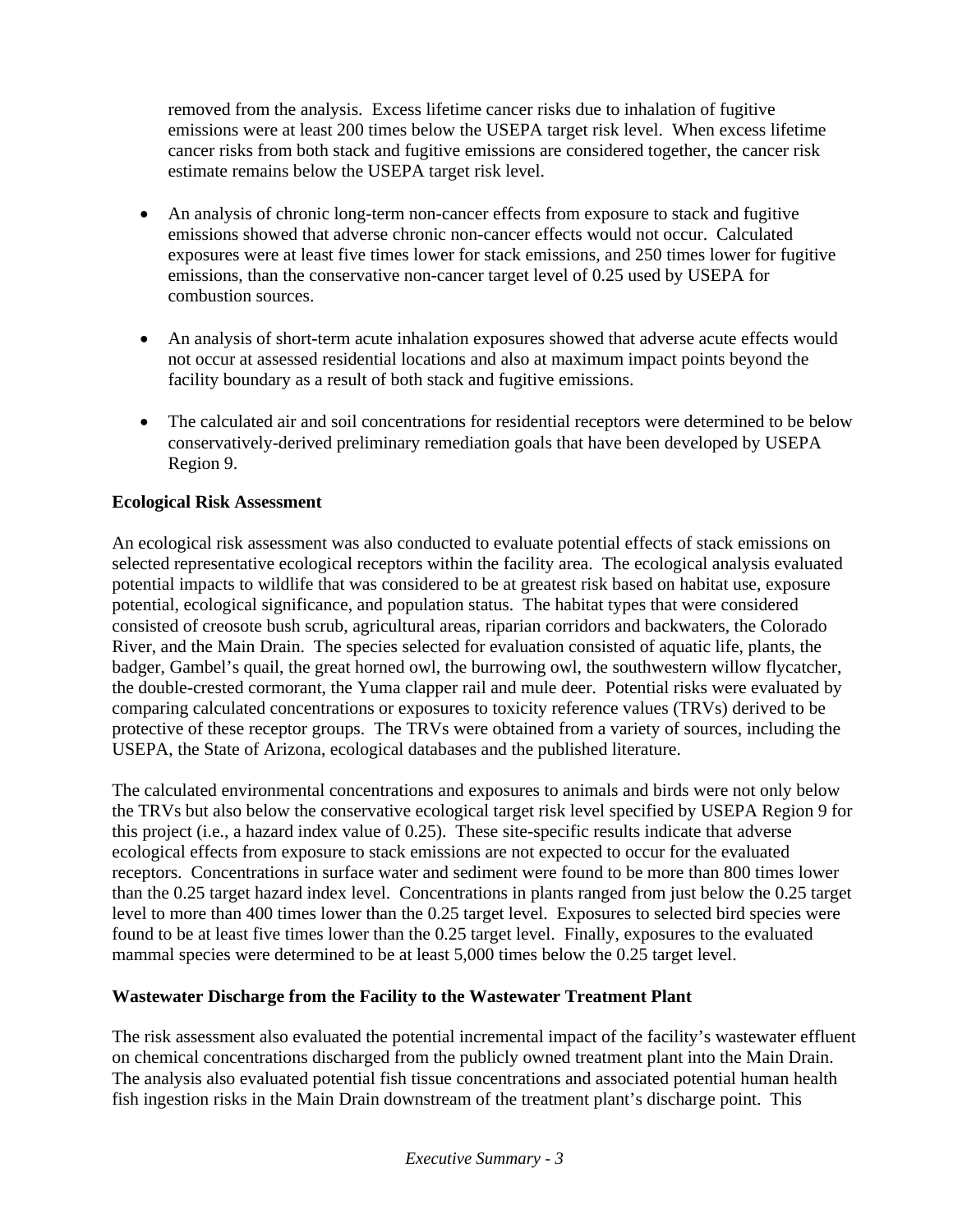removed from the analysis. Excess lifetime cancer risks due to inhalation of fugitive emissions were at least 200 times below the USEPA target risk level. When excess lifetime cancer risks from both stack and fugitive emissions are considered together, the cancer risk estimate remains below the USEPA target risk level.

- An analysis of chronic long-term non-cancer effects from exposure to stack and fugitive emissions showed that adverse chronic non-cancer effects would not occur. Calculated exposures were at least five times lower for stack emissions, and 250 times lower for fugitive emissions, than the conservative non-cancer target level of 0.25 used by USEPA for combustion sources.

- An analysis of short-term acute inhalation exposures showed that adverse acute effects would not occur at assessed residential locations and also at maximum impact points beyond the facility boundary as a result of both stack and fugitive emissions.

- The calculated air and soil concentrations for residential receptors were determined to be below conservatively-derived preliminary remediation goals that have been developed by USEPA Region 9.

**Ecological Risk Assessment**

An ecological risk assessment was also conducted to evaluate potential effects of stack emissions on selected representative ecological receptors within the facility area. The ecological analysis evaluated potential impacts to wildlife that was considered to be at greatest risk based on habitat use, exposure potential, ecological significance, and population status. The habitat types that were considered consisted of creosote bush scrub, agricultural areas, riparian corridors and backwaters, the Colorado River, and the Main Drain. The species selected for evaluation consisted of aquatic life, plants, the badger, Gambel's quail, the great horned owl, the burrowing owl, the southwestern willow flycatcher, the double-crested cormorant, the Yuma clapper rail and mule deer. Potential risks were evaluated by comparing calculated concentrations or exposures to toxicity reference values (TRVs) derived to be protective of these receptor groups. The TRVs were obtained from a variety of sources, including the USEPA, the State of Arizona, ecological databases and the published literature.

The calculated environmental concentrations and exposures to animals and birds were not only below the TRVs but also below the conservative ecological target risk level specified by USEPA Region 9 for this project (i.e., a hazard index value of 0.25). These site-specific results indicate that adverse ecological effects from exposure to stack emissions are not expected to occur for the evaluated receptors. Concentrations in surface water and sediment were found to be more than 800 times lower than the 0.25 target hazard index level. Concentrations in plants ranged from just below the 0.25 target level to more than 400 times lower than the 0.25 target level. Exposures to selected bird species were found to be at least five times lower than the 0.25 target level. Finally, exposures to the evaluated mammal species were determined to be at least 5,000 times below the 0.25 target level.

**Wastewater Discharge from the Facility to the Wastewater Treatment Plant**

The risk assessment also evaluated the potential incremental impact of the facility's wastewater effluent on chemical concentrations discharged from the publicly owned treatment plant into the Main Drain. The analysis also evaluated potential fish tissue concentrations and associated potential human health fish ingestion risks in the Main Drain downstream of the treatment plant's discharge point. This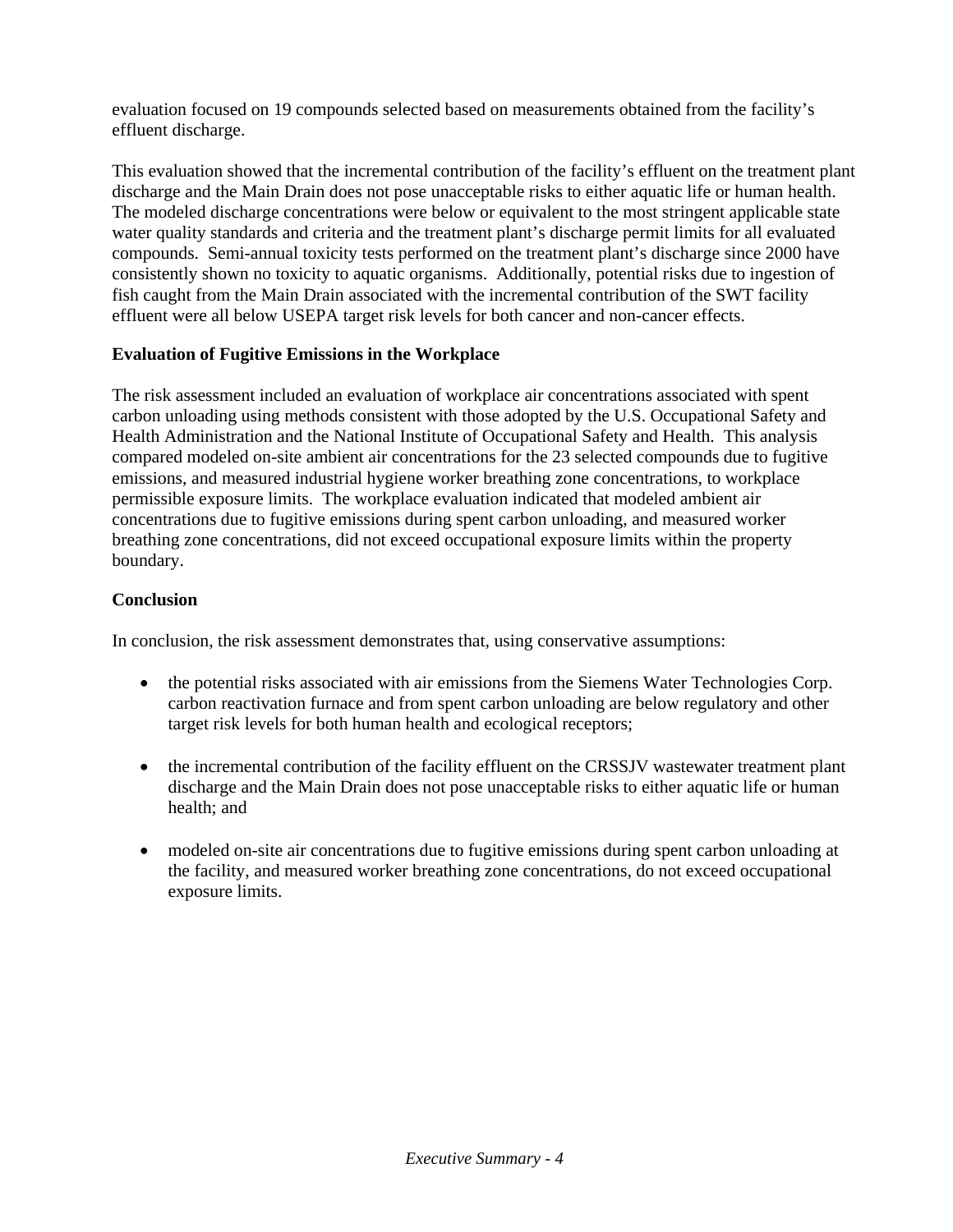evaluation focused on 19 compounds selected based on measurements obtained from the facility's effluent discharge.

This evaluation showed that the incremental contribution of the facility's effluent on the treatment plant discharge and the Main Drain does not pose unacceptable risks to either aquatic life or human health. The modeled discharge concentrations were below or equivalent to the most stringent applicable state water quality standards and criteria and the treatment plant's discharge permit limits for all evaluated compounds. Semi-annual toxicity tests performed on the treatment plant's discharge since 2000 have consistently shown no toxicity to aquatic organisms. Additionally, potential risks due to ingestion of fish caught from the Main Drain associated with the incremental contribution of the SWT facility effluent were all below USEPA target risk levels for both cancer and non-cancer effects.

**Evaluation of Fugitive Emissions in the Workplace**

The risk assessment included an evaluation of workplace air concentrations associated with spent carbon unloading using methods consistent with those adopted by the U.S. Occupational Safety and Health Administration and the National Institute of Occupational Safety and Health. This analysis compared modeled on-site ambient air concentrations for the 23 selected compounds due to fugitive emissions, and measured industrial hygiene worker breathing zone concentrations, to workplace permissible exposure limits. The workplace evaluation indicated that modeled ambient air concentrations due to fugitive emissions during spent carbon unloading, and measured worker breathing zone concentrations, did not exceed occupational exposure limits within the property boundary.

**Conclusion**

In conclusion, the risk assessment demonstrates that, using conservative assumptions:

- the potential risks associated with air emissions from the Siemens Water Technologies Corp. carbon reactivation furnace and from spent carbon unloading are below regulatory and other target risk levels for both human health and ecological receptors;

- the incremental contribution of the facility effluent on the CRSSJV wastewater treatment plant discharge and the Main Drain does not pose unacceptable risks to either aquatic life or human health; and

- modeled on-site air concentrations due to fugitive emissions during spent carbon unloading at the facility, and measured worker breathing zone concentrations, do not exceed occupational exposure limits.